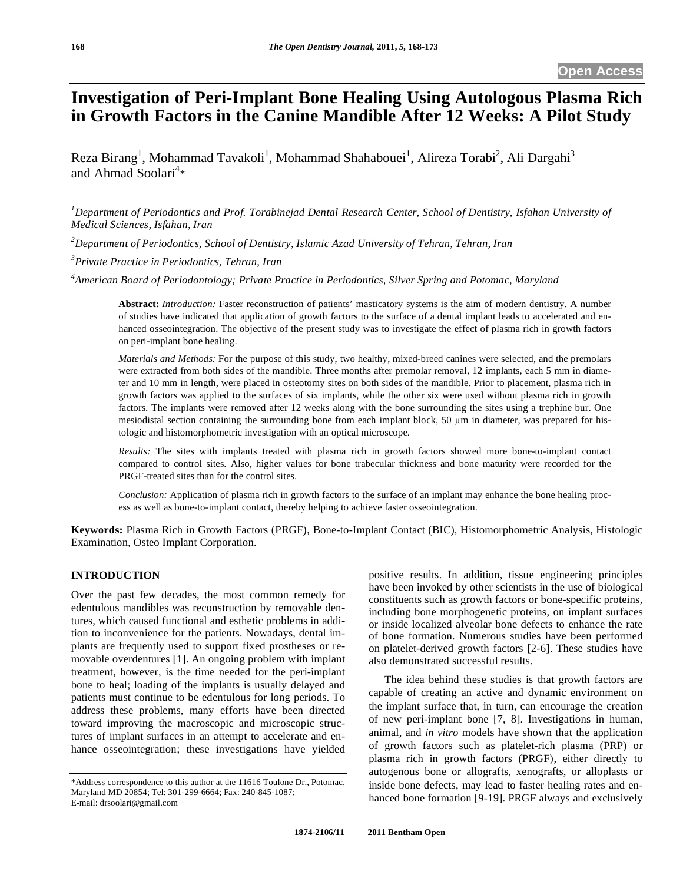# Investigation of Peri-Implant Bone Healing Using Autologous Plasma Rich in Growth Factors in the Canine Mandible After 12 Weeks: A Pilot Study

Reza Birang[1], Mohammad Tavakoli[1], Mohammad Shahabouei[1], Alireza Torabi[2], Ali Dargahi[3] and Ahmad Soolari[4]*

[1]*Department of Periodontics and Prof. Torabinejad Dental Research Center, School of Dentistry, Isfahan University of Medical Sciences, Isfahan, Iran*

[2]*Department of Periodontics, School of Dentistry, Islamic Azad University of Tehran, Tehran, Iran*

[3]*Private Practice in Periodontics, Tehran, Iran*

[4]*American Board of Periodontology; Private Practice in Periodontics, Silver Spring and Potomac, Maryland*

**Abstract:** *Introduction:* Faster reconstruction of patients' masticatory systems is the aim of modern dentistry. A number of studies have indicated that application of growth factors to the surface of a dental implant leads to accelerated and enhanced osseointegration. The objective of the present study was to investigate the effect of plasma rich in growth factors on peri-implant bone healing.

*Materials and Methods:* For the purpose of this study, two healthy, mixed-breed canines were selected, and the premolars were extracted from both sides of the mandible. Three months after premolar removal, 12 implants, each 5 mm in diameter and 10 mm in length, were placed in osteotomy sites on both sides of the mandible. Prior to placement, plasma rich in growth factors was applied to the surfaces of six implants, while the other six were used without plasma rich in growth factors. The implants were removed after 12 weeks along with the bone surrounding the sites using a trephine bur. One mesiodistal section containing the surrounding bone from each implant block, 50 μm in diameter, was prepared for histologic and histomorphometric investigation with an optical microscope.

*Results:* The sites with implants treated with plasma rich in growth factors showed more bone-to-implant contact compared to control sites. Also, higher values for bone trabecular thickness and bone maturity were recorded for the PRGF-treated sites than for the control sites.

*Conclusion:* Application of plasma rich in growth factors to the surface of an implant may enhance the bone healing process as well as bone-to-implant contact, thereby helping to achieve faster osseointegration.

**Keywords:** Plasma Rich in Growth Factors (PRGF), Bone-to-Implant Contact (BIC), Histomorphometric Analysis, Histologic Examination, Osteo Implant Corporation.

## INTRODUCTION

Over the past few decades, the most common remedy for edentulous mandibles was reconstruction by removable dentures, which caused functional and esthetic problems in addition to inconvenience for the patients. Nowadays, dental implants are frequently used to support fixed prostheses or removable overdentures [1]. An ongoing problem with implant treatment, however, is the time needed for the peri-implant bone to heal; loading of the implants is usually delayed and patients must continue to be edentulous for long periods. To address these problems, many efforts have been directed toward improving the macroscopic and microscopic structures of implant surfaces in an attempt to accelerate and enhance osseointegration; these investigations have yielded positive results. In addition, tissue engineering principles have been invoked by other scientists in the use of biological constituents such as growth factors or bone-specific proteins, including bone morphogenetic proteins, on implant surfaces or inside localized alveolar bone defects to enhance the rate of bone formation. Numerous studies have been performed on platelet-derived growth factors [2-6]. These studies have also demonstrated successful results.

The idea behind these studies is that growth factors are capable of creating an active and dynamic environment on the implant surface that, in turn, can encourage the creation of new peri-implant bone [7, 8]. Investigations in human, animal, and *in vitro* models have shown that the application of growth factors such as platelet-rich plasma (PRP) or plasma rich in growth factors (PRGF), either directly to autogenous bone or allografts, xenografts, or alloplasts or inside bone defects, may lead to faster healing rates and enhanced bone formation [9-19]. PRGF always and exclusively

*Address correspondence to this author at the 11616 Toulone Dr., Potomac, Maryland MD 20854; Tel: 301-299-6664; Fax: 240-845-1087; E-mail: drsoolari@gmail.com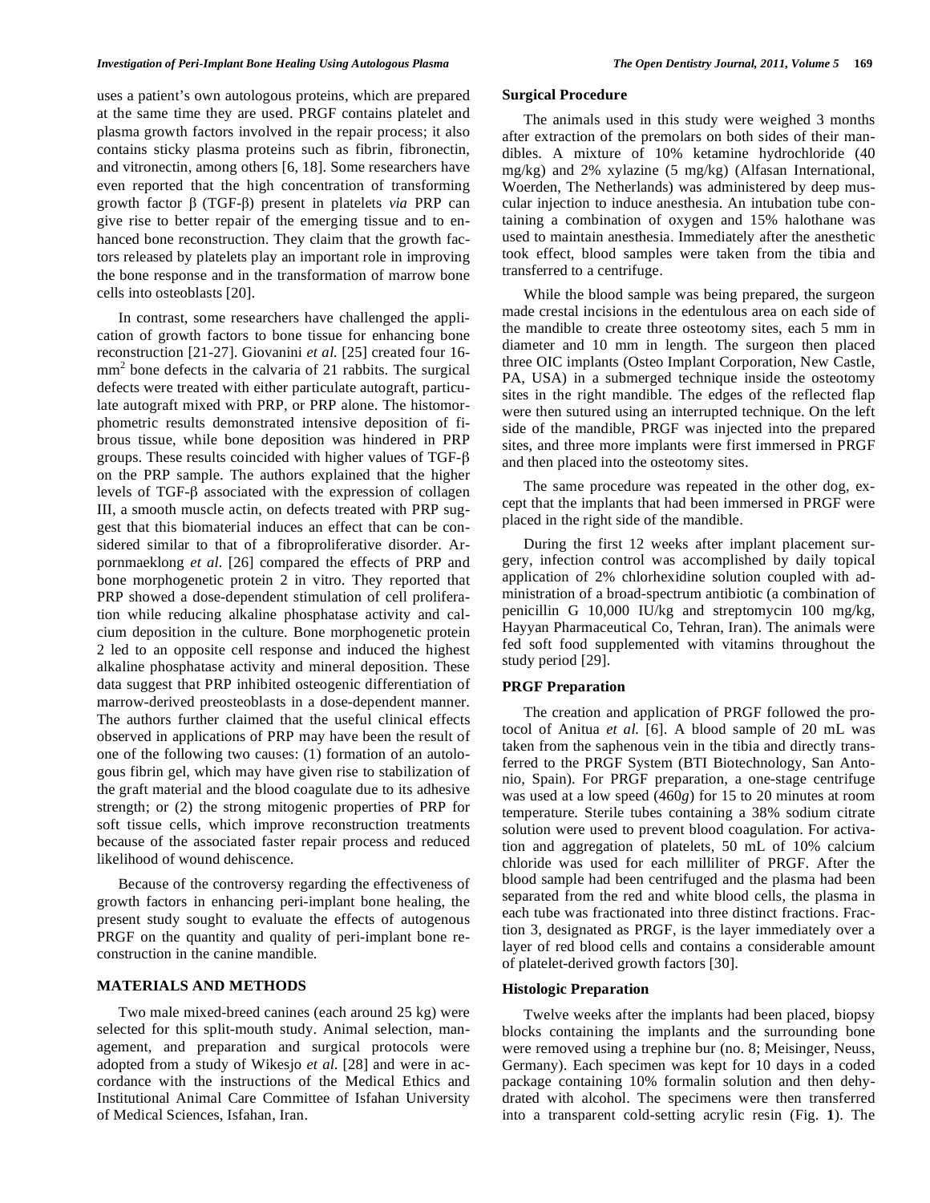uses a patient's own autologous proteins, which are prepared at the same time they are used. PRGF contains platelet and plasma growth factors involved in the repair process; it also contains sticky plasma proteins such as fibrin, fibronectin, and vitronectin, among others [6, 18]. Some researchers have even reported that the high concentration of transforming growth factor β (TGF-β) present in platelets *via* PRP can give rise to better repair of the emerging tissue and to enhanced bone reconstruction. They claim that the growth factors released by platelets play an important role in improving the bone response and in the transformation of marrow bone cells into osteoblasts [20].

In contrast, some researchers have challenged the application of growth factors to bone tissue for enhancing bone reconstruction [21-27]. Giovanini *et al.* [25] created four 16-$mm^2$ bone defects in the calvaria of 21 rabbits. The surgical defects were treated with either particulate autograft, particulate autograft mixed with PRP, or PRP alone. The histomorphometric results demonstrated intensive deposition of fibrous tissue, while bone deposition was hindered in PRP groups. These results coincided with higher values of TGF-β on the PRP sample. The authors explained that the higher levels of TGF-β associated with the expression of collagen III, a smooth muscle actin, on defects treated with PRP suggest that this biomaterial induces an effect that can be considered similar to that of a fibroproliferative disorder. Arpornmaeklong *et al.* [26] compared the effects of PRP and bone morphogenetic protein 2 in vitro. They reported that PRP showed a dose-dependent stimulation of cell proliferation while reducing alkaline phosphatase activity and calcium deposition in the culture. Bone morphogenetic protein 2 led to an opposite cell response and induced the highest alkaline phosphatase activity and mineral deposition. These data suggest that PRP inhibited osteogenic differentiation of marrow-derived preosteoblasts in a dose-dependent manner. The authors further claimed that the useful clinical effects observed in applications of PRP may have been the result of one of the following two causes: (1) formation of an autologous fibrin gel, which may have given rise to stabilization of the graft material and the blood coagulate due to its adhesive strength; or (2) the strong mitogenic properties of PRP for soft tissue cells, which improve reconstruction treatments because of the associated faster repair process and reduced likelihood of wound dehiscence.

Because of the controversy regarding the effectiveness of growth factors in enhancing peri-implant bone healing, the present study sought to evaluate the effects of autogenous PRGF on the quantity and quality of peri-implant bone reconstruction in the canine mandible.

## MATERIALS AND METHODS

Two male mixed-breed canines (each around 25 kg) were selected for this split-mouth study. Animal selection, management, and preparation and surgical protocols were adopted from a study of Wikesjo *et al.* [28] and were in accordance with the instructions of the Medical Ethics and Institutional Animal Care Committee of Isfahan University of Medical Sciences, Isfahan, Iran.

### Surgical Procedure

The animals used in this study were weighed 3 months after extraction of the premolars on both sides of their mandibles. A mixture of 10% ketamine hydrochloride (40 mg/kg) and 2% xylazine (5 mg/kg) (Alfasan International, Woerden, The Netherlands) was administered by deep muscular injection to induce anesthesia. An intubation tube containing a combination of oxygen and 15% halothane was used to maintain anesthesia. Immediately after the anesthetic took effect, blood samples were taken from the tibia and transferred to a centrifuge.

While the blood sample was being prepared, the surgeon made crestal incisions in the edentulous area on each side of the mandible to create three osteotomy sites, each 5 mm in diameter and 10 mm in length. The surgeon then placed three OIC implants (Osteo Implant Corporation, New Castle, PA, USA) in a submerged technique inside the osteotomy sites in the right mandible. The edges of the reflected flap were then sutured using an interrupted technique. On the left side of the mandible, PRGF was injected into the prepared sites, and three more implants were first immersed in PRGF and then placed into the osteotomy sites.

The same procedure was repeated in the other dog, except that the implants that had been immersed in PRGF were placed in the right side of the mandible.

During the first 12 weeks after implant placement surgery, infection control was accomplished by daily topical application of 2% chlorhexidine solution coupled with administration of a broad-spectrum antibiotic (a combination of penicillin G 10,000 IU/kg and streptomycin 100 mg/kg, Hayyan Pharmaceutical Co, Tehran, Iran). The animals were fed soft food supplemented with vitamins throughout the study period [29].

### PRGF Preparation

The creation and application of PRGF followed the protocol of Anitua *et al.* [6]. A blood sample of 20 mL was taken from the saphenous vein in the tibia and directly transferred to the PRGF System (BTI Biotechnology, San Antonio, Spain). For PRGF preparation, a one-stage centrifuge was used at a low speed (460*g*) for 15 to 20 minutes at room temperature. Sterile tubes containing a 38% sodium citrate solution were used to prevent blood coagulation. For activation and aggregation of platelets, 50 mL of 10% calcium chloride was used for each milliliter of PRGF. After the blood sample had been centrifuged and the plasma had been separated from the red and white blood cells, the plasma in each tube was fractionated into three distinct fractions. Fraction 3, designated as PRGF, is the layer immediately over a layer of red blood cells and contains a considerable amount of platelet-derived growth factors [30].

### Histologic Preparation

Twelve weeks after the implants had been placed, biopsy blocks containing the implants and the surrounding bone were removed using a trephine bur (no. 8; Meisinger, Neuss, Germany). Each specimen was kept for 10 days in a coded package containing 10% formalin solution and then dehydrated with alcohol. The specimens were then transferred into a transparent cold-setting acrylic resin (Fig. **1**). The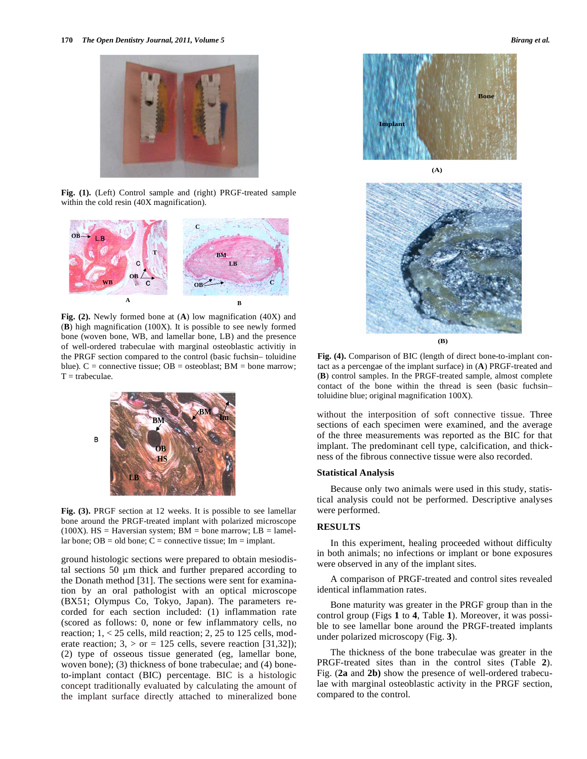Fig. (1). (Left) Control sample and (right) PRGF-treated sample within the cold resin (40X magnification).

Fig. (2). Newly formed bone at (**A**) low magnification (40X) and (**B**) high magnification (100X). It is possible to see newly formed bone (woven bone, WB, and lamellar bone, LB) and the presence of well-ordered trabeculae with marginal osteoblastic activitiy in the PRGF section compared to the control (basic fuchsin– toluidine blue). C = connective tissue; OB = osteoblast; BM = bone marrow; T = trabeculae.

Fig. (3). PRGF section at 12 weeks. It is possible to see lamellar bone around the PRGF-treated implant with polarized microscope (100X). HS = Haversian system; BM = bone marrow; LB = lamellar bone; OB = old bone; C = connective tissue; Im = implant.

ground histologic sections were prepared to obtain mesiodistal sections 50 µm thick and further prepared according to the Donath method [31]. The sections were sent for examination by an oral pathologist with an optical microscope (BX51; Olympus Co, Tokyo, Japan). The parameters recorded for each section included: (1) inflammation rate (scored as follows: 0, none or few inflammatory cells, no reaction; 1, < 25 cells, mild reaction; 2, 25 to 125 cells, moderate reaction; 3, > or = 125 cells, severe reaction [31,32]); (2) type of osseous tissue generated (eg, lamellar bone, woven bone); (3) thickness of bone trabeculae; and (4) bone-to-implant contact (BIC) percentage. BIC is a histologic concept traditionally evaluated by calculating the amount of the implant surface directly attached to mineralized bone without the interposition of soft connective tissue. Three sections of each specimen were examined, and the average of the three measurements was reported as the BIC for that implant. The predominant cell type, calcification, and thickness of the fibrous connective tissue were also recorded.

Fig. (4). Comparison of BIC (length of direct bone-to-implant contact as a percengae of the implant surface) in (**A**) PRGF-treated and (**B**) control samples. In the PRGF-treated sample, almost complete contact of the bone within the thread is seen (basic fuchsin–toluidine blue; original magnification 100X).

### Statistical Analysis

Because only two animals were used in this study, statistical analysis could not be performed. Descriptive analyses were performed.

## RESULTS

In this experiment, healing proceeded without difficulty in both animals; no infections or implant or bone exposures were observed in any of the implant sites.

A comparison of PRGF-treated and control sites revealed identical inflammation rates.

Bone maturity was greater in the PRGF group than in the control group (Figs **1** to **4**, Table **1**). Moreover, it was possible to see lamellar bone around the PRGF-treated implants under polarized microscopy (Fig. **3**).

The thickness of the bone trabeculae was greater in the PRGF-treated sites than in the control sites (Table **2**). Fig. (**2a** and **2b)** show the presence of well-ordered trabeculae with marginal osteoblastic activity in the PRGF section, compared to the control.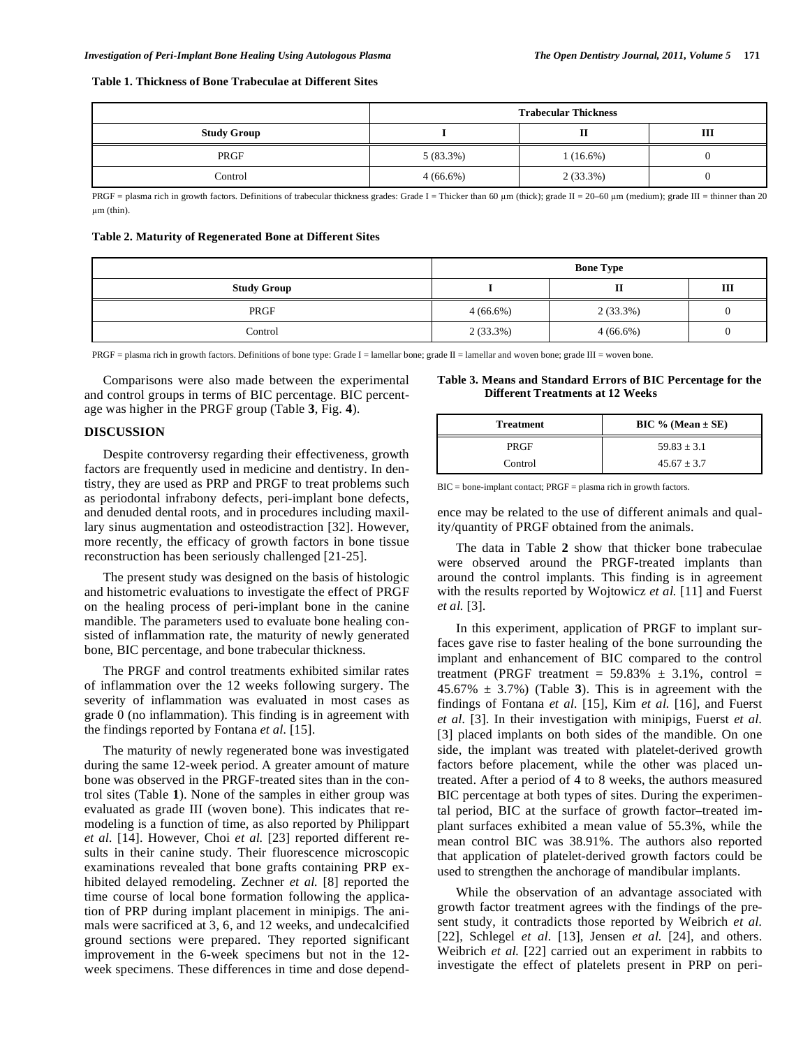**Table 1. Thickness of Bone Trabeculae at Different Sites**

| | Trabecular Thickness | | |
|---|---|---|---|
| **Study Group** | **I** | **II** | **III** |
| PRGF | 5 (83.3%) | 1 (16.6%) | 0 |
| Control | 4 (66.6%) | 2 (33.3%) | 0 |

PRGF = plasma rich in growth factors. Definitions of trabecular thickness grades: Grade I = Thicker than 60 μm (thick); grade II = 20–60 μm (medium); grade III = thinner than 20 μm (thin).

**Table 2. Maturity of Regenerated Bone at Different Sites**

| | Bone Type | | |
|---|---|---|---|
| **Study Group** | **I** | **II** | **III** |
| PRGF | 4 (66.6%) | 2 (33.3%) | 0 |
| Control | 2 (33.3%) | 4 (66.6%) | 0 |

PRGF = plasma rich in growth factors. Definitions of bone type: Grade I = lamellar bone; grade II = lamellar and woven bone; grade III = woven bone.

Comparisons were also made between the experimental and control groups in terms of BIC percentage. BIC percentage was higher in the PRGF group (Table **3**, Fig. **4**).

## DISCUSSION

Despite controversy regarding their effectiveness, growth factors are frequently used in medicine and dentistry. In dentistry, they are used as PRP and PRGF to treat problems such as periodontal infrabony defects, peri-implant bone defects, and denuded dental roots, and in procedures including maxillary sinus augmentation and osteodistraction [32]. However, more recently, the efficacy of growth factors in bone tissue reconstruction has been seriously challenged [21-25].

The present study was designed on the basis of histologic and histometric evaluations to investigate the effect of PRGF on the healing process of peri-implant bone in the canine mandible. The parameters used to evaluate bone healing consisted of inflammation rate, the maturity of newly generated bone, BIC percentage, and bone trabecular thickness.

The PRGF and control treatments exhibited similar rates of inflammation over the 12 weeks following surgery. The severity of inflammation was evaluated in most cases as grade 0 (no inflammation). This finding is in agreement with the findings reported by Fontana *et al.* [15].

The maturity of newly regenerated bone was investigated during the same 12-week period. A greater amount of mature bone was observed in the PRGF-treated sites than in the control sites (Table **1**). None of the samples in either group was evaluated as grade III (woven bone). This indicates that remodeling is a function of time, as also reported by Philippart *et al.* [14]. However, Choi *et al.* [23] reported different results in their canine study. Their fluorescence microscopic examinations revealed that bone grafts containing PRP exhibited delayed remodeling. Zechner *et al.* [8] reported the time course of local bone formation following the application of PRP during implant placement in minipigs. The animals were sacrificed at 3, 6, and 12 weeks, and undecalcified ground sections were prepared. They reported significant improvement in the 6-week specimens but not in the 12-week specimens. These differences in time and dose dependence may be related to the use of different animals and quality/quantity of PRGF obtained from the animals.

**Table 3. Means and Standard Errors of BIC Percentage for the Different Treatments at 12 Weeks**

| Treatment | BIC % (Mean ± SE) |
|---|---|
| PRGF | 59.83 ± 3.1 |
| Control | 45.67 ± 3.7 |

BIC = bone-implant contact; PRGF = plasma rich in growth factors.

The data in Table **2** show that thicker bone trabeculae were observed around the PRGF-treated implants than around the control implants. This finding is in agreement with the results reported by Wojtowicz *et al.* [11] and Fuerst *et al.* [3].

In this experiment, application of PRGF to implant surfaces gave rise to faster healing of the bone surrounding the implant and enhancement of BIC compared to the control treatment (PRGF treatment = 59.83% ± 3.1%, control = 45.67% ± 3.7%) (Table **3**). This is in agreement with the findings of Fontana *et al.* [15], Kim *et al.* [16], and Fuerst *et al.* [3]. In their investigation with minipigs, Fuerst *et al.* [3] placed implants on both sides of the mandible. On one side, the implant was treated with platelet-derived growth factors before placement, while the other was placed untreated. After a period of 4 to 8 weeks, the authors measured BIC percentage at both types of sites. During the experimental period, BIC at the surface of growth factor–treated implant surfaces exhibited a mean value of 55.3%, while the mean control BIC was 38.91%. The authors also reported that application of platelet-derived growth factors could be used to strengthen the anchorage of mandibular implants.

While the observation of an advantage associated with growth factor treatment agrees with the findings of the present study, it contradicts those reported by Weibrich *et al.* [22], Schlegel *et al.* [13], Jensen *et al.* [24], and others. Weibrich *et al.* [22] carried out an experiment in rabbits to investigate the effect of platelets present in PRP on peri-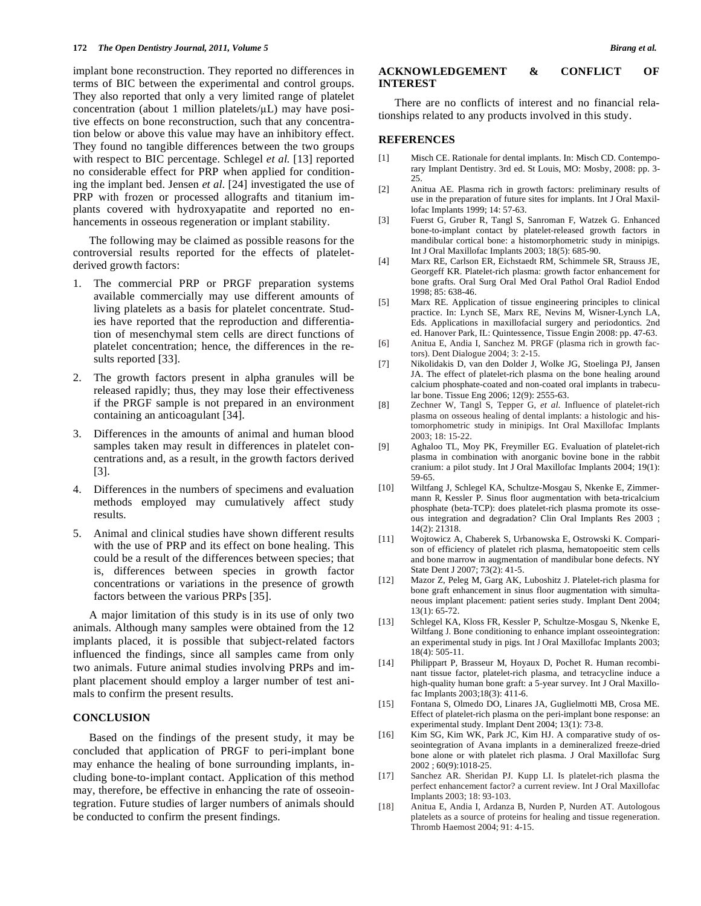implant bone reconstruction. They reported no differences in terms of BIC between the experimental and control groups. They also reported that only a very limited range of platelet concentration (about 1 million platelets/μL) may have positive effects on bone reconstruction, such that any concentration below or above this value may have an inhibitory effect. They found no tangible differences between the two groups with respect to BIC percentage. Schlegel *et al.* [13] reported no considerable effect for PRP when applied for conditioning the implant bed. Jensen *et al*. [24] investigated the use of PRP with frozen or processed allografts and titanium implants covered with hydroxyapatite and reported no enhancements in osseous regeneration or implant stability.

The following may be claimed as possible reasons for the controversial results reported for the effects of platelet-derived growth factors:

1. The commercial PRP or PRGF preparation systems available commercially may use different amounts of living platelets as a basis for platelet concentrate. Studies have reported that the reproduction and differentiation of mesenchymal stem cells are direct functions of platelet concentration; hence, the differences in the results reported [33].
2. The growth factors present in alpha granules will be released rapidly; thus, they may lose their effectiveness if the PRGF sample is not prepared in an environment containing an anticoagulant [34].
3. Differences in the amounts of animal and human blood samples taken may result in differences in platelet concentrations and, as a result, in the growth factors derived [3].
4. Differences in the numbers of specimens and evaluation methods employed may cumulatively affect study results.
5. Animal and clinical studies have shown different results with the use of PRP and its effect on bone healing. This could be a result of the differences between species; that is, differences between species in growth factor concentrations or variations in the presence of growth factors between the various PRPs [35].

A major limitation of this study is in its use of only two animals. Although many samples were obtained from the 12 implants placed, it is possible that subject-related factors influenced the findings, since all samples came from only two animals. Future animal studies involving PRPs and implant placement should employ a larger number of test animals to confirm the present results.

## CONCLUSION

Based on the findings of the present study, it may be concluded that application of PRGF to peri-implant bone may enhance the healing of bone surrounding implants, including bone-to-implant contact. Application of this method may, therefore, be effective in enhancing the rate of osseointegration. Future studies of larger numbers of animals should be conducted to confirm the present findings.

## ACKNOWLEDGEMENT & CONFLICT OF INTEREST

There are no conflicts of interest and no financial relationships related to any products involved in this study.

## REFERENCES

[1] Misch CE. Rationale for dental implants. In: Misch CD. Contemporary Implant Dentistry. 3rd ed. St Louis, MO: Mosby, 2008: pp. 3-25.

[2] Anitua AE. Plasma rich in growth factors: preliminary results of use in the preparation of future sites for implants. Int J Oral Maxillofac Implants 1999; 14: 57-63.

[3] Fuerst G, Gruber R, Tangl S, Sanroman F, Watzek G. Enhanced bone-to-implant contact by platelet-released growth factors in mandibular cortical bone: a histomorphometric study in minipigs. Int J Oral Maxillofac Implants 2003; 18(5): 685-90.

[4] Marx RE, Carlson ER, Eichstaedt RM, Schimmele SR, Strauss JE, Georgeff KR. Platelet-rich plasma: growth factor enhancement for bone grafts. Oral Surg Oral Med Oral Pathol Oral Radiol Endod 1998; 85: 638-46.

[5] Marx RE. Application of tissue engineering principles to clinical practice. In: Lynch SE, Marx RE, Nevins M, Wisner-Lynch LA, Eds. Applications in maxillofacial surgery and periodontics. 2nd ed. Hanover Park, IL: Quintessence, Tissue Engin 2008: pp. 47-63.

[6] Anitua E, Andia I, Sanchez M. PRGF (plasma rich in growth factors). Dent Dialogue 2004; 3: 2-15.

[7] Nikolidakis D, van den Dolder J, Wolke JG, Stoelinga PJ, Jansen JA. The effect of platelet-rich plasma on the bone healing around calcium phosphate-coated and non-coated oral implants in trabecular bone. Tissue Eng 2006; 12(9): 2555-63.

[8] Zechner W, Tangl S, Tepper G, *et al.* Influence of platelet-rich plasma on osseous healing of dental implants: a histologic and histomorphometric study in minipigs. Int Oral Maxillofac Implants 2003; 18: 15-22.

[9] Aghaloo TL, Moy PK, Freymiller EG. Evaluation of platelet-rich plasma in combination with anorganic bovine bone in the rabbit cranium: a pilot study. Int J Oral Maxillofac Implants 2004; 19(1): 59-65.

[10] Wiltfang J, Schlegel KA, Schultze-Mosgau S, Nkenke E, Zimmermann R, Kessler P. Sinus floor augmentation with beta-tricalcium phosphate (beta-TCP): does platelet-rich plasma promote its osseous integration and degradation? Clin Oral Implants Res 2003 ; 14(2): 21318.

[11] Wojtowicz A, Chaberek S, Urbanowska E, Ostrowski K. Comparison of efficiency of platelet rich plasma, hematopoeitic stem cells and bone marrow in augmentation of mandibular bone defects. NY State Dent J 2007; 73(2): 41-5.

[12] Mazor Z, Peleg M, Garg AK, Luboshitz J. Platelet-rich plasma for bone graft enhancement in sinus floor augmentation with simultaneous implant placement: patient series study. Implant Dent 2004; 13(1): 65-72.

[13] Schlegel KA, Kloss FR, Kessler P, Schultze-Mosgau S, Nkenke E, Wiltfang J. Bone conditioning to enhance implant osseointegration: an experimental study in pigs. Int J Oral Maxillofac Implants 2003; 18(4): 505-11.

[14] Philippart P, Brasseur M, Hoyaux D, Pochet R. Human recombinant tissue factor, platelet-rich plasma, and tetracycline induce a high-quality human bone graft: a 5-year survey. Int J Oral Maxillofac Implants 2003;18(3): 411-6.

[15] Fontana S, Olmedo DO, Linares JA, Guglielmotti MB, Crosa ME. Effect of platelet-rich plasma on the peri-implant bone response: an experimental study. Implant Dent 2004; 13(1): 73-8.

[16] Kim SG, Kim WK, Park JC, Kim HJ. A comparative study of osseointegration of Avana implants in a demineralized freeze-dried bone alone or with platelet rich plasma. J Oral Maxillofac Surg 2002 ; 60(9):1018-25.

[17] Sanchez AR. Sheridan PJ. Kupp LI. Is platelet-rich plasma the perfect enhancement factor? a current review. Int J Oral Maxillofac Implants 2003; 18: 93-103.

[18] Anitua E, Andia I, Ardanza B, Nurden P, Nurden AT. Autologous platelets as a source of proteins for healing and tissue regeneration. Thromb Haemost 2004; 91: 4-15.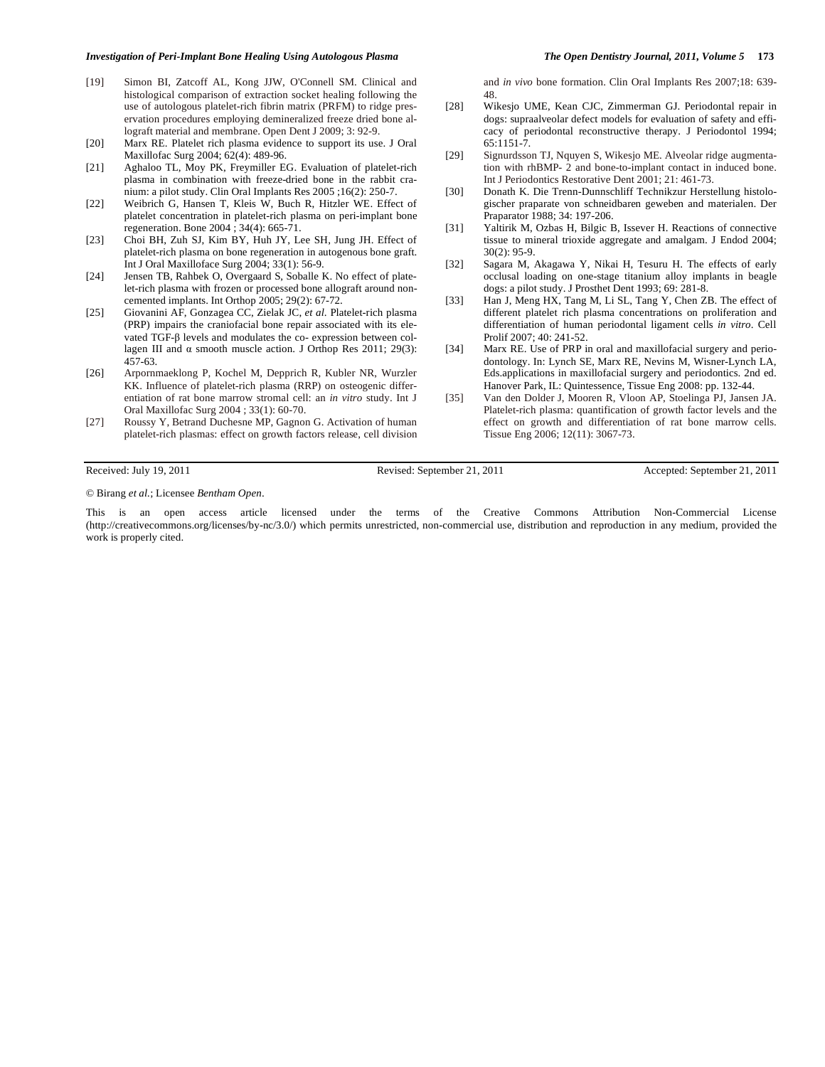[19] Simon BI, Zatcoff AL, Kong JJW, O'Connell SM. Clinical and histological comparison of extraction socket healing following the use of autologous platelet-rich fibrin matrix (PRFM) to ridge preservation procedures employing demineralized freeze dried bone allograft material and membrane. Open Dent J 2009; 3: 92-9.

[20] Marx RE. Platelet rich plasma evidence to support its use. J Oral Maxillofac Surg 2004; 62(4): 489-96.

[21] Aghaloo TL, Moy PK, Freymiller EG. Evaluation of platelet-rich plasma in combination with freeze-dried bone in the rabbit cranium: a pilot study. Clin Oral Implants Res 2005 ;16(2): 250-7.

[22] Weibrich G, Hansen T, Kleis W, Buch R, Hitzler WE. Effect of platelet concentration in platelet-rich plasma on peri-implant bone regeneration. Bone 2004 ; 34(4): 665-71.

[23] Choi BH, Zuh SJ, Kim BY, Huh JY, Lee SH, Jung JH. Effect of platelet-rich plasma on bone regeneration in autogenous bone graft. Int J Oral Maxilloface Surg 2004; 33(1): 56-9.

[24] Jensen TB, Rahbek O, Overgaard S, Soballe K. No effect of platelet-rich plasma with frozen or processed bone allograft around noncemented implants. Int Orthop 2005; 29(2): 67-72.

[25] Giovanini AF, Gonzagea CC, Zielak JC, *et al*. Platelet-rich plasma (PRP) impairs the craniofacial bone repair associated with its elevated TGF-β levels and modulates the co- expression between collagen III and α smooth muscle action. J Orthop Res 2011; 29(3): 457-63.

[26] Arpornmaeklong P, Kochel M, Depprich R, Kubler NR, Wurzler KK. Influence of platelet-rich plasma (RRP) on osteogenic differentiation of rat bone marrow stromal cell: an *in vitro* study. Int J Oral Maxillofac Surg 2004 ; 33(1): 60-70.

[27] Roussy Y, Betrand Duchesne MP, Gagnon G. Activation of human platelet-rich plasmas: effect on growth factors release, cell division and *in vivo* bone formation. Clin Oral Implants Res 2007;18: 639-48.

[28] Wikesjo UME, Kean CJC, Zimmerman GJ. Periodontal repair in dogs: supraalveolar defect models for evaluation of safety and efficacy of periodontal reconstructive therapy. J Periodontol 1994; 65:1151-7.

[29] Signurdsson TJ, Nquyen S, Wikesjo ME. Alveolar ridge augmentation with rhBMP- 2 and bone-to-implant contact in induced bone. Int J Periodontics Restorative Dent 2001; 21: 461-73.

[30] Donath K. Die Trenn-Dunnschliff Technikzur Herstellung histologischer praparate von schneidbaren geweben and materialen. Der Praparator 1988; 34: 197-206.

[31] Yaltirik M, Ozbas H, Bilgic B, Issever H. Reactions of connective tissue to mineral trioxide aggregate and amalgam. J Endod 2004; 30(2): 95-9.

[32] Sagara M, Akagawa Y, Nikai H, Tesuru H. The effects of early occlusal loading on one-stage titanium alloy implants in beagle dogs: a pilot study. J Prosthet Dent 1993; 69: 281-8.

[33] Han J, Meng HX, Tang M, Li SL, Tang Y, Chen ZB. The effect of different platelet rich plasma concentrations on proliferation and differentiation of human periodontal ligament cells *in vitro*. Cell Prolif 2007; 40: 241-52.

[34] Marx RE. Use of PRP in oral and maxillofacial surgery and periodontology. In: Lynch SE, Marx RE, Nevins M, Wisner-Lynch LA, Eds.applications in maxillofacial surgery and periodontics. 2nd ed. Hanover Park, IL: Quintessence, Tissue Eng 2008: pp. 132-44.

[35] Van den Dolder J, Mooren R, Vloon AP, Stoelinga PJ, Jansen JA. Platelet-rich plasma: quantification of growth factor levels and the effect on growth and differentiation of rat bone marrow cells. Tissue Eng 2006; 12(11): 3067-73.

Received: July 19, 2011 | Revised: September 21, 2011 | Accepted: September 21, 2011

© Birang *et al.*; Licensee *Bentham Open*.

This is an open access article licensed under the terms of the Creative Commons Attribution Non-Commercial License (http://creativecommons.org/licenses/by-nc/3.0/) which permits unrestricted, non-commercial use, distribution and reproduction in any medium, provided the work is properly cited.